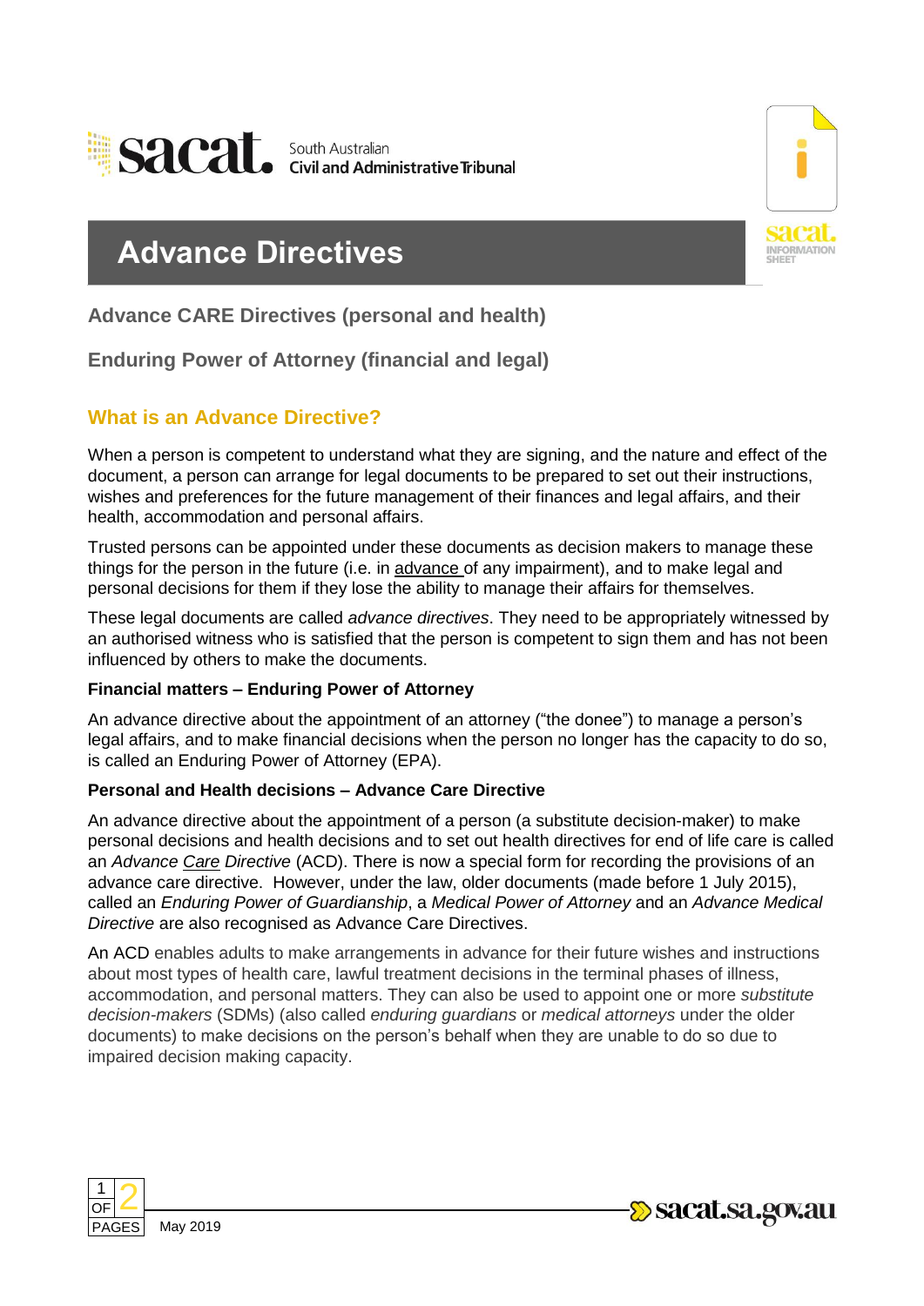South Australian Civil and Administrative Tribunal

# Advance Directives

## Advance CARE Directives (personal and health)

## Enduring Power of Attorney (financial and legal)

## What is an Advance Directive?

When a person is competent to understand what they are signing, and the nature and effect of the document, a person can arrange for legal documents to be prepared to set out their instructions, wishes and preferences for the future management of their finances and legal affairs, and their health, accommodation and personal affairs.

Trusted persons can be appointed under these documents as decision makers to manage these things for the person in the future (i.e. in advance of any impairment), and to make legal and personal decisions for them if they lose the ability to manage their affairs for themselves.

These legal documents are called *advance directives*. They need to be appropriately witnessed by an authorised witness who is satisfied that the person is competent to sign them and has not been influenced by others to make the documents.

**Financial matters – Enduring Power of Attorney**

An advance directive about the appointment of an attorney ("the donee") to manage a person's legal affairs, and to make financial decisions when the person no longer has the capacity to do so, is called an Enduring Power of Attorney (EPA).

**Personal and Health decisions – Advance Care Directive**

An advance directive about the appointment of a person (a substitute decision-maker) to make personal decisions and health decisions and to set out health directives for end of life care is called an *Advance Care Directive* (ACD). There is now a special form for recording the provisions of an advance care directive. However, under the law, older documents (made before 1 July 2015), called an *Enduring Power of Guardianship*, a *Medical Power of Attorney* and an *Advance Medical Directive* are also recognised as Advance Care Directives.

An ACD enables adults to make arrangements in advance for their future wishes and instructions about most types of health care, lawful treatment decisions in the terminal phases of illness, accommodation, and personal matters. They can also be used to appoint one or more *substitute decision-makers* (SDMs) (also called *enduring guardians* or *medical attorneys* under the older documents) to make decisions on the person's behalf when they are unable to do so due to impaired decision making capacity.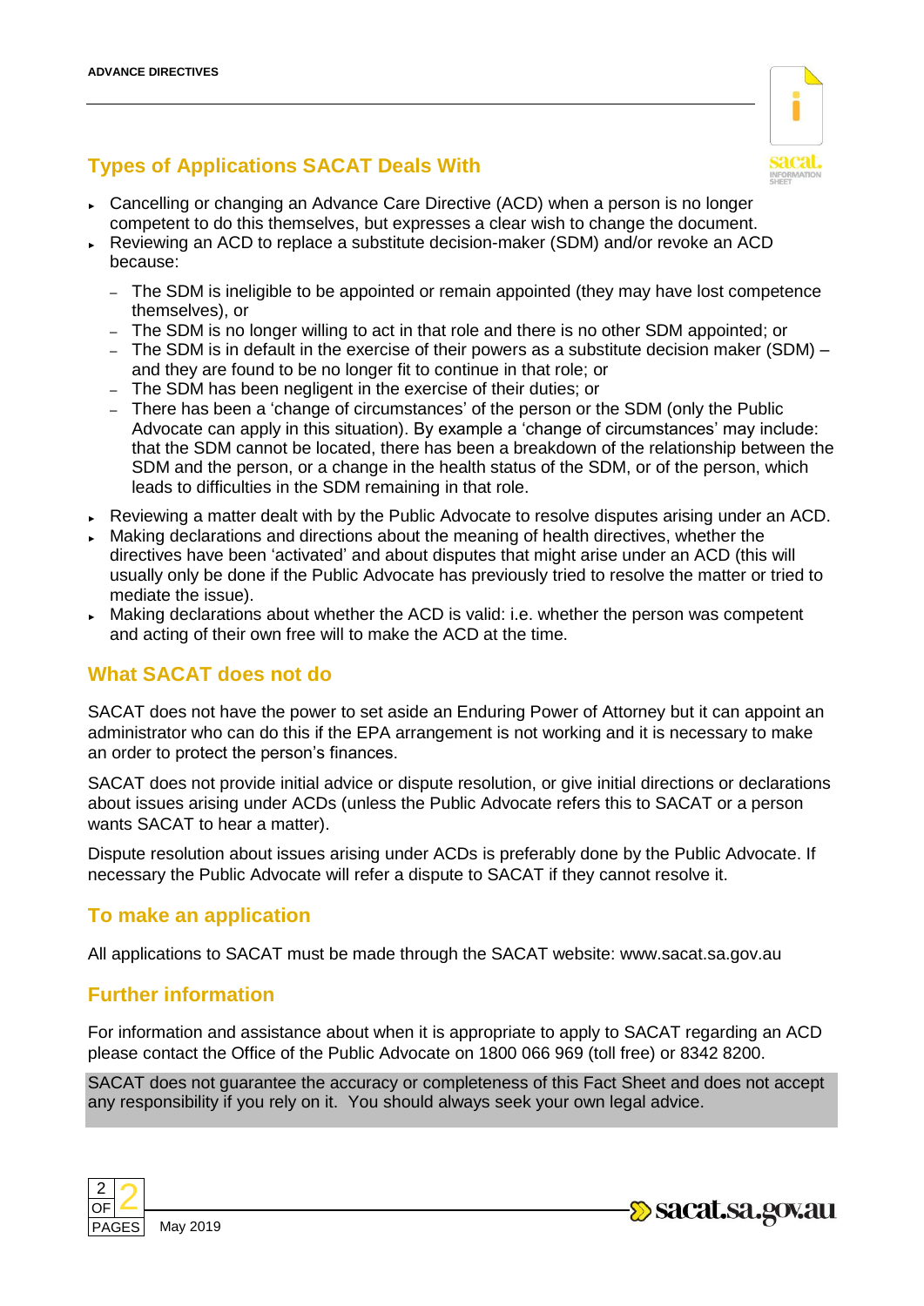## Types of Applications SACAT Deals With

- Cancelling or changing an Advance Care Directive (ACD) when a person is no longer competent to do this themselves, but expresses a clear wish to change the document.
- Reviewing an ACD to replace a substitute decision-maker (SDM) and/or revoke an ACD because:
  - The SDM is ineligible to be appointed or remain appointed (they may have lost competence themselves), or
  - The SDM is no longer willing to act in that role and there is no other SDM appointed; or
  - The SDM is in default in the exercise of their powers as a substitute decision maker (SDM) – and they are found to be no longer fit to continue in that role; or
  - The SDM has been negligent in the exercise of their duties; or
  - There has been a 'change of circumstances' of the person or the SDM (only the Public Advocate can apply in this situation). By example a 'change of circumstances' may include: that the SDM cannot be located, there has been a breakdown of the relationship between the SDM and the person, or a change in the health status of the SDM, or of the person, which leads to difficulties in the SDM remaining in that role.
- Reviewing a matter dealt with by the Public Advocate to resolve disputes arising under an ACD.
- Making declarations and directions about the meaning of health directives, whether the directives have been 'activated' and about disputes that might arise under an ACD (this will usually only be done if the Public Advocate has previously tried to resolve the matter or tried to mediate the issue).
- Making declarations about whether the ACD is valid: i.e. whether the person was competent and acting of their own free will to make the ACD at the time.

## What SACAT does not do

SACAT does not have the power to set aside an Enduring Power of Attorney but it can appoint an administrator who can do this if the EPA arrangement is not working and it is necessary to make an order to protect the person's finances.

SACAT does not provide initial advice or dispute resolution, or give initial directions or declarations about issues arising under ACDs (unless the Public Advocate refers this to SACAT or a person wants SACAT to hear a matter).

Dispute resolution about issues arising under ACDs is preferably done by the Public Advocate. If necessary the Public Advocate will refer a dispute to SACAT if they cannot resolve it.

## To make an application

All applications to SACAT must be made through the SACAT website: www.sacat.sa.gov.au

## Further information

For information and assistance about when it is appropriate to apply to SACAT regarding an ACD please contact the Office of the Public Advocate on 1800 066 969 (toll free) or 8342 8200.

SACAT does not guarantee the accuracy or completeness of this Fact Sheet and does not accept any responsibility if you rely on it. You should always seek your own legal advice.

May 2019